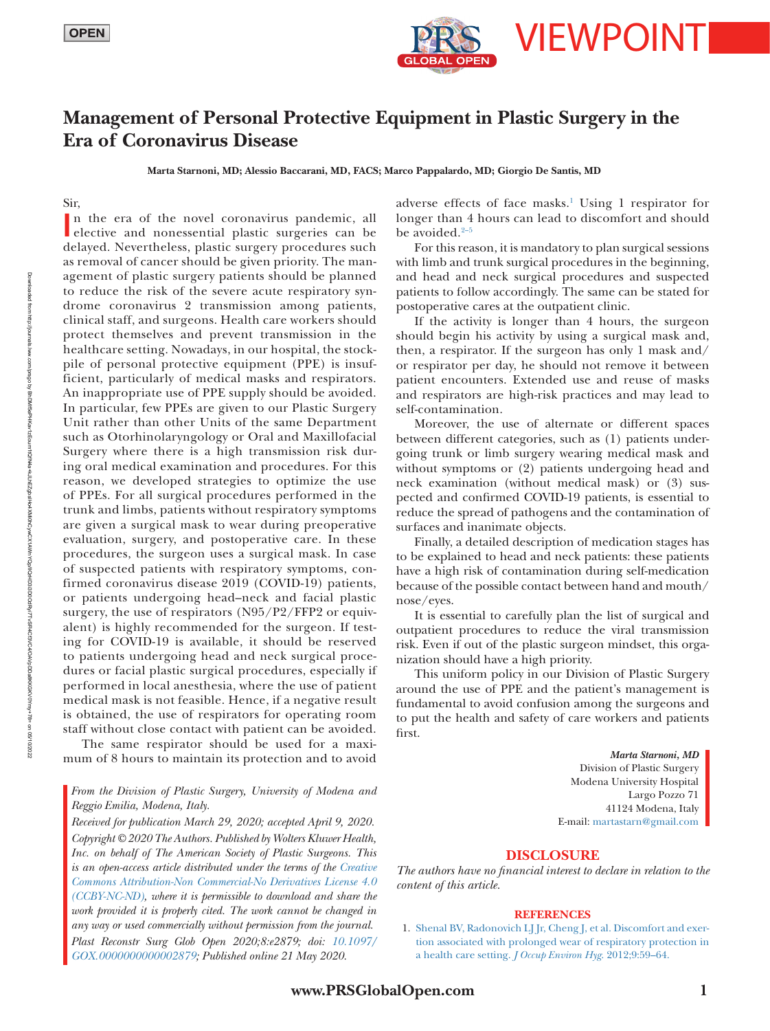OPEN

VIEWPOINT

# Management of Personal Protective Equipment in Plastic Surgery in the Era of Coronavirus Disease

**Marta Starnoni, MD; Alessio Baccarani, MD, FACS; Marco Pappalardo, MD; Giorgio De Santis, MD**

Sir,

In the era of the novel coronavirus pandemic, all elective and nonessential plastic surgeries can be delayed. Nevertheless, plastic surgery procedures such as removal of cancer should be given priority. The management of plastic surgery patients should be planned to reduce the risk of the severe acute respiratory syndrome coronavirus 2 transmission among patients, clinical staff, and surgeons. Health care workers should protect themselves and prevent transmission in the healthcare setting. Nowadays, in our hospital, the stockpile of personal protective equipment (PPE) is insufficient, particularly of medical masks and respirators. An inappropriate use of PPE supply should be avoided. In particular, few PPEs are given to our Plastic Surgery Unit rather than other Units of the same Department such as Otorhinolaryngology or Oral and Maxillofacial Surgery where there is a high transmission risk during oral medical examination and procedures. For this reason, we developed strategies to optimize the use of PPEs. For all surgical procedures performed in the trunk and limbs, patients without respiratory symptoms are given a surgical mask to wear during preoperative evaluation, surgery, and postoperative care. In these procedures, the surgeon uses a surgical mask. In case of suspected patients with respiratory symptoms, confirmed coronavirus disease 2019 (COVID-19) patients, or patients undergoing head–neck and facial plastic surgery, the use of respirators (N95/P2/FFP2 or equivalent) is highly recommended for the surgeon. If testing for COVID-19 is available, it should be reserved to patients undergoing head and neck surgical procedures or facial plastic surgical procedures, especially if performed in local anesthesia, where the use of patient medical mask is not feasible. Hence, if a negative result is obtained, the use of respirators for operating room staff without close contact with patient can be avoided.

The same respirator should be used for a maximum of 8 hours to maintain its protection and to avoid adverse effects of face masks.[1] Using 1 respirator for longer than 4 hours can lead to discomfort and should be avoided.[2–5]

For this reason, it is mandatory to plan surgical sessions with limb and trunk surgical procedures in the beginning, and head and neck surgical procedures and suspected patients to follow accordingly. The same can be stated for postoperative cares at the outpatient clinic.

If the activity is longer than 4 hours, the surgeon should begin his activity by using a surgical mask and, then, a respirator. If the surgeon has only 1 mask and/or respirator per day, he should not remove it between patient encounters. Extended use and reuse of masks and respirators are high-risk practices and may lead to self-contamination.

Moreover, the use of alternate or different spaces between different categories, such as (1) patients undergoing trunk or limb surgery wearing medical mask and without symptoms or (2) patients undergoing head and neck examination (without medical mask) or (3) suspected and confirmed COVID-19 patients, is essential to reduce the spread of pathogens and the contamination of surfaces and inanimate objects.

Finally, a detailed description of medication stages has to be explained to head and neck patients: these patients have a high risk of contamination during self-medication because of the possible contact between hand and mouth/nose/eyes.

It is essential to carefully plan the list of surgical and outpatient procedures to reduce the viral transmission risk. Even if out of the plastic surgeon mindset, this organization should have a high priority.

This uniform policy in our Division of Plastic Surgery around the use of PPE and the patient's management is fundamental to avoid confusion among the surgeons and to put the health and safety of care workers and patients first.

*Marta Starnoni, MD*
Division of Plastic Surgery
Modena University Hospital
Largo Pozzo 71
41124 Modena, Italy
E-mail: martastarn@gmail.com

*From the Division of Plastic Surgery, University of Modena and Reggio Emilia, Modena, Italy.*

*Received for publication March 29, 2020; accepted April 9, 2020.*

*Copyright © 2020 The Authors. Published by Wolters Kluwer Health, Inc. on behalf of The American Society of Plastic Surgeons. This is an open-access article distributed under the terms of the Creative Commons Attribution-Non Commercial-No Derivatives License 4.0 (CCBY-NC-ND), where it is permissible to download and share the work provided it is properly cited. The work cannot be changed in any way or used commercially without permission from the journal.*

*Plast Reconstr Surg Glob Open 2020;8:e2879; doi: 10.1097/GOX.0000000000002879; Published online 21 May 2020.*

## DISCLOSURE

*The authors have no financial interest to declare in relation to the content of this article.*

## REFERENCES

1. Shenal BV, Radonovich LJ Jr, Cheng J, et al. Discomfort and exertion associated with prolonged wear of respiratory protection in a health care setting. *J Occup Environ Hyg.* 2012;9:59–64.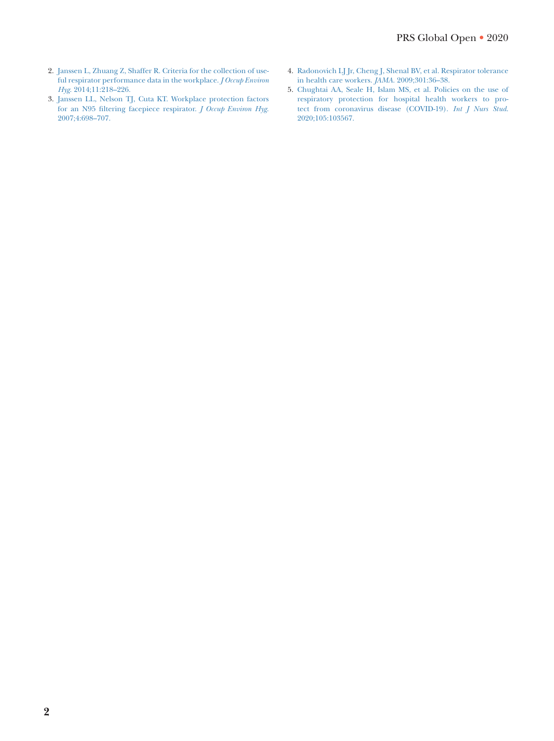2. Janssen L, Zhuang Z, Shaffer R. Criteria for the collection of useful respirator performance data in the workplace. *J Occup Environ Hyg*. 2014;11:218–226.
3. Janssen LL, Nelson TJ, Cuta KT. Workplace protection factors for an N95 filtering facepiece respirator. *J Occup Environ Hyg*. 2007;4:698–707.
4. Radonovich LJ Jr, Cheng J, Shenal BV, et al. Respirator tolerance in health care workers. *JAMA*. 2009;301:36–38.
5. Chughtai AA, Seale H, Islam MS, et al. Policies on the use of respiratory protection for hospital health workers to protect from coronavirus disease (COVID-19). *Int J Nurs Stud*. 2020;105:103567.